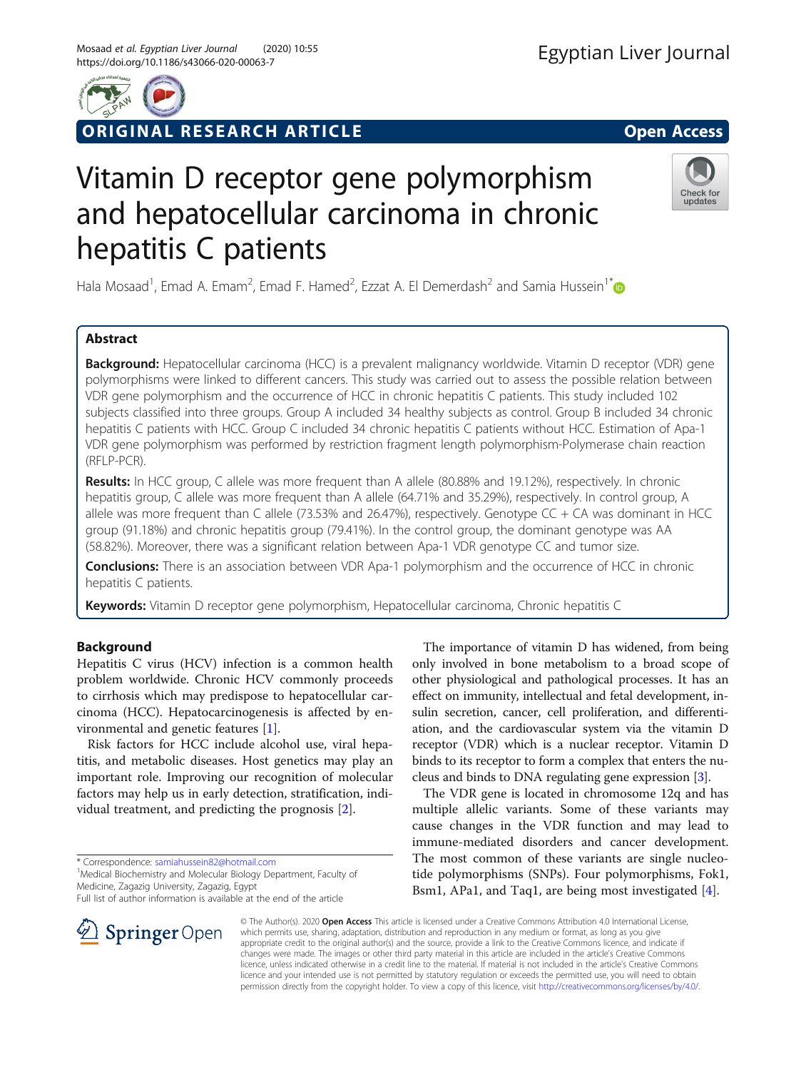ORIGINAL RESEARCH ARTICLE

Open Access

# Vitamin D receptor gene polymorphism and hepatocellular carcinoma in chronic hepatitis C patients

Hala Mosaad[1], Emad A. Emam[2], Emad F. Hamed[2], Ezzat A. El Demerdash[2] and Samia Hussein[1*]

## Abstract

**Background:** Hepatocellular carcinoma (HCC) is a prevalent malignancy worldwide. Vitamin D receptor (VDR) gene polymorphisms were linked to different cancers. This study was carried out to assess the possible relation between VDR gene polymorphism and the occurrence of HCC in chronic hepatitis C patients. This study included 102 subjects classified into three groups. Group A included 34 healthy subjects as control. Group B included 34 chronic hepatitis C patients with HCC. Group C included 34 chronic hepatitis C patients without HCC. Estimation of Apa-1 VDR gene polymorphism was performed by restriction fragment length polymorphism-Polymerase chain reaction (RFLP-PCR).

**Results:** In HCC group, C allele was more frequent than A allele (80.88% and 19.12%), respectively. In chronic hepatitis group, C allele was more frequent than A allele (64.71% and 35.29%), respectively. In control group, A allele was more frequent than C allele (73.53% and 26.47%), respectively. Genotype CC + CA was dominant in HCC group (91.18%) and chronic hepatitis group (79.41%). In the control group, the dominant genotype was AA (58.82%). Moreover, there was a significant relation between Apa-1 VDR genotype CC and tumor size.

**Conclusions:** There is an association between VDR Apa-1 polymorphism and the occurrence of HCC in chronic hepatitis C patients.

**Keywords:** Vitamin D receptor gene polymorphism, Hepatocellular carcinoma, Chronic hepatitis C

## Background

Hepatitis C virus (HCV) infection is a common health problem worldwide. Chronic HCV commonly proceeds to cirrhosis which may predispose to hepatocellular carcinoma (HCC). Hepatocarcinogenesis is affected by environmental and genetic features [1].

Risk factors for HCC include alcohol use, viral hepatitis, and metabolic diseases. Host genetics may play an important role. Improving our recognition of molecular factors may help us in early detection, stratification, individual treatment, and predicting the prognosis [2].

The importance of vitamin D has widened, from being only involved in bone metabolism to a broad scope of other physiological and pathological processes. It has an effect on immunity, intellectual and fetal development, insulin secretion, cancer, cell proliferation, and differentiation, and the cardiovascular system via the vitamin D receptor (VDR) which is a nuclear receptor. Vitamin D binds to its receptor to form a complex that enters the nucleus and binds to DNA regulating gene expression [3].

The VDR gene is located in chromosome 12q and has multiple allelic variants. Some of these variants may cause changes in the VDR function and may lead to immune-mediated disorders and cancer development. The most common of these variants are single nucleotide polymorphisms (SNPs). Four polymorphisms, Fok1, Bsm1, APa1, and Taq1, are being most investigated [4].

\* Correspondence: samiahussein82@hotmail.com
[1]Medical Biochemistry and Molecular Biology Department, Faculty of Medicine, Zagazig University, Zagazig, Egypt
Full list of author information is available at the end of the article

© The Author(s). 2020 **Open Access** This article is licensed under a Creative Commons Attribution 4.0 International License, which permits use, sharing, adaptation, distribution and reproduction in any medium or format, as long as you give appropriate credit to the original author(s) and the source, provide a link to the Creative Commons licence, and indicate if changes were made. The images or other third party material in this article are included in the article's Creative Commons licence, unless indicated otherwise in a credit line to the material. If material is not included in the article's Creative Commons licence and your intended use is not permitted by statutory regulation or exceeds the permitted use, you will need to obtain permission directly from the copyright holder. To view a copy of this licence, visit http://creativecommons.org/licenses/by/4.0/.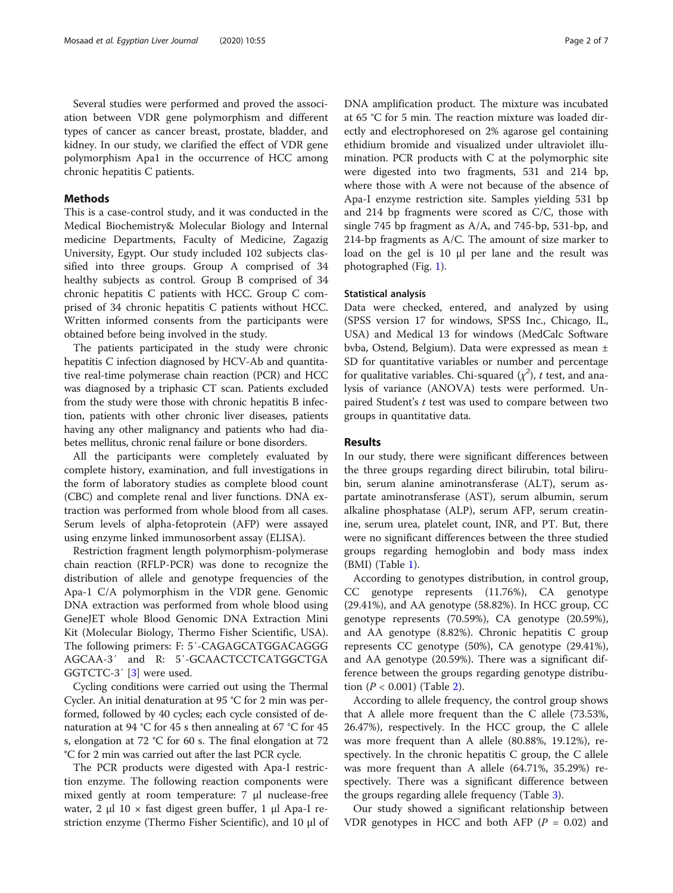Several studies were performed and proved the association between VDR gene polymorphism and different types of cancer as cancer breast, prostate, bladder, and kidney. In our study, we clarified the effect of VDR gene polymorphism Apa1 in the occurrence of HCC among chronic hepatitis C patients.

## Methods

This is a case-control study, and it was conducted in the Medical Biochemistry& Molecular Biology and Internal medicine Departments, Faculty of Medicine, Zagazig University, Egypt. Our study included 102 subjects classified into three groups. Group A comprised of 34 healthy subjects as control. Group B comprised of 34 chronic hepatitis C patients with HCC. Group C comprised of 34 chronic hepatitis C patients without HCC. Written informed consents from the participants were obtained before being involved in the study.

The patients participated in the study were chronic hepatitis C infection diagnosed by HCV-Ab and quantitative real-time polymerase chain reaction (PCR) and HCC was diagnosed by a triphasic CT scan. Patients excluded from the study were those with chronic hepatitis B infection, patients with other chronic liver diseases, patients having any other malignancy and patients who had diabetes mellitus, chronic renal failure or bone disorders.

All the participants were completely evaluated by complete history, examination, and full investigations in the form of laboratory studies as complete blood count (CBC) and complete renal and liver functions. DNA extraction was performed from whole blood from all cases. Serum levels of alpha-fetoprotein (AFP) were assayed using enzyme linked immunosorbent assay (ELISA).

Restriction fragment length polymorphism-polymerase chain reaction (RFLP-PCR) was done to recognize the distribution of allele and genotype frequencies of the Apa-1 C/A polymorphism in the VDR gene. Genomic DNA extraction was performed from whole blood using GeneJET whole Blood Genomic DNA Extraction Mini Kit (Molecular Biology, Thermo Fisher Scientific, USA). The following primers: F: 5′-CAGAGCATGGACAGGGAGCAA-3′ and R: 5′-GCAACTCCTCATGGCTGAGGTCTC-3′ [3] were used.

Cycling conditions were carried out using the Thermal Cycler. An initial denaturation at 95 °C for 2 min was performed, followed by 40 cycles; each cycle consisted of denaturation at 94 °C for 45 s then annealing at 67 °C for 45 s, elongation at 72 °C for 60 s. The final elongation at 72 °C for 2 min was carried out after the last PCR cycle.

The PCR products were digested with Apa-I restriction enzyme. The following reaction components were mixed gently at room temperature: 7 μl nuclease-free water, 2 μl 10 × fast digest green buffer, 1 μl Apa-I restriction enzyme (Thermo Fisher Scientific), and 10 μl of DNA amplification product. The mixture was incubated at 65 °C for 5 min. The reaction mixture was loaded directly and electrophoresed on 2% agarose gel containing ethidium bromide and visualized under ultraviolet illumination. PCR products with C at the polymorphic site were digested into two fragments, 531 and 214 bp, where those with A were not because of the absence of Apa-I enzyme restriction site. Samples yielding 531 bp and 214 bp fragments were scored as C/C, those with single 745 bp fragment as A/A, and 745-bp, 531-bp, and 214-bp fragments as A/C. The amount of size marker to load on the gel is 10 μl per lane and the result was photographed (Fig. 1).

### Statistical analysis

Data were checked, entered, and analyzed by using (SPSS version 17 for windows, SPSS Inc., Chicago, IL, USA) and Medical 13 for windows (MedCalc Software bvba, Ostend, Belgium). Data were expressed as mean ± SD for quantitative variables or number and percentage for qualitative variables. Chi-squared ($\chi^2$), *t* test, and analysis of variance (ANOVA) tests were performed. Unpaired Student's *t* test was used to compare between two groups in quantitative data.

## Results

In our study, there were significant differences between the three groups regarding direct bilirubin, total bilirubin, serum alanine aminotransferase (ALT), serum aspartate aminotransferase (AST), serum albumin, serum alkaline phosphatase (ALP), serum AFP, serum creatinine, serum urea, platelet count, INR, and PT. But, there were no significant differences between the three studied groups regarding hemoglobin and body mass index (BMI) (Table 1).

According to genotypes distribution, in control group, CC genotype represents (11.76%), CA genotype (29.41%), and AA genotype (58.82%). In HCC group, CC genotype represents (70.59%), CA genotype (20.59%), and AA genotype (8.82%). Chronic hepatitis C group represents CC genotype (50%), CA genotype (29.41%), and AA genotype (20.59%). There was a significant difference between the groups regarding genotype distribution ($P < 0.001$) (Table 2).

According to allele frequency, the control group shows that A allele more frequent than the C allele (73.53%, 26.47%), respectively. In the HCC group, the C allele was more frequent than A allele (80.88%, 19.12%), respectively. In the chronic hepatitis C group, the C allele was more frequent than A allele (64.71%, 35.29%) respectively. There was a significant difference between the groups regarding allele frequency (Table 3).

Our study showed a significant relationship between VDR genotypes in HCC and both AFP ($P = 0.02$) and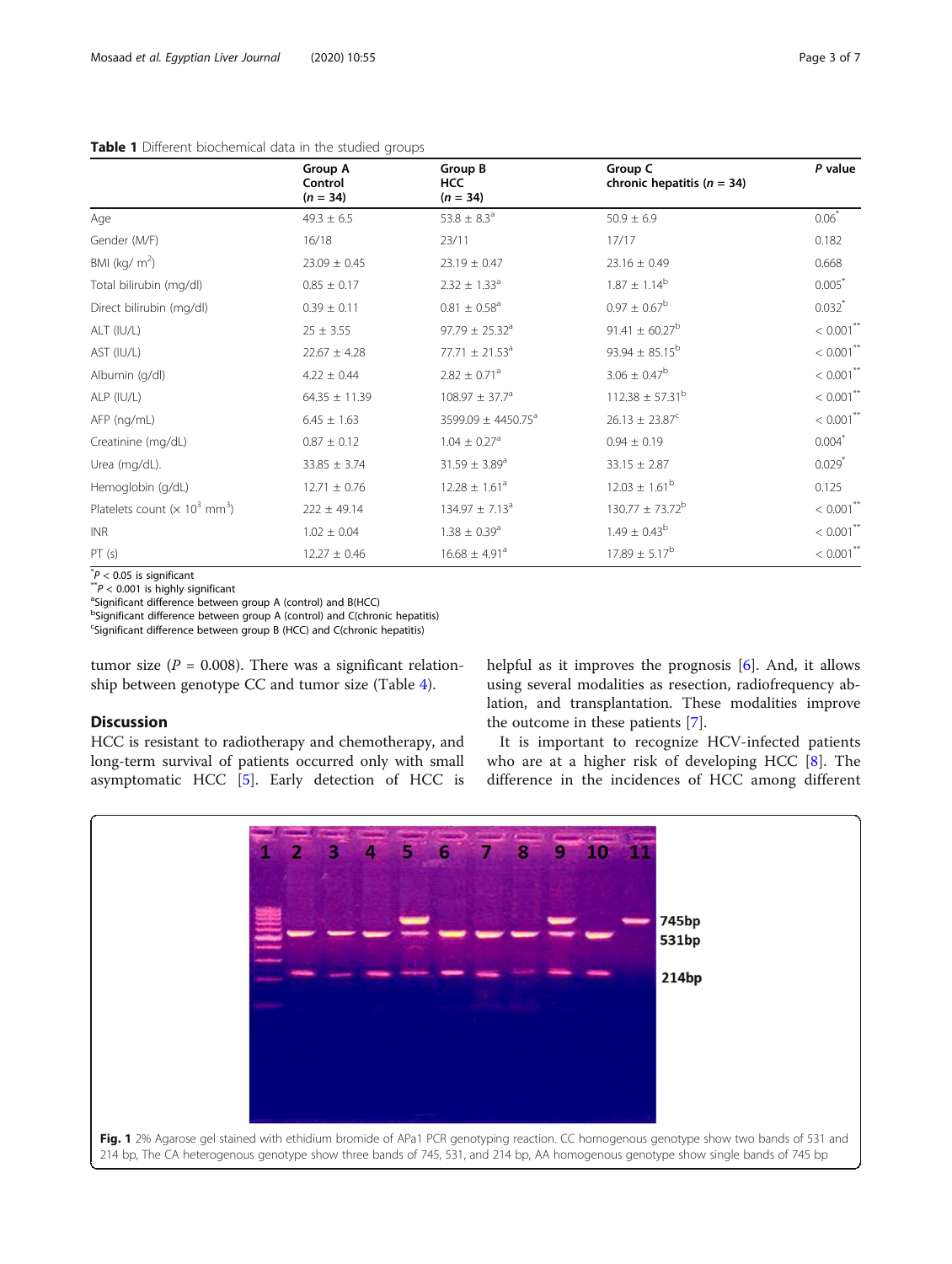**Table 1** Different biochemical data in the studied groups

| | Group A Control (n = 34) | Group B HCC (n = 34) | Group C chronic hepatitis (n = 34) | P value |
|---|---|---|---|---|
| Age | 49.3 ± 6.5 | 53.8 ± 8.3[a] | 50.9 ± 6.9 | 0.06[*] |
| Gender (M/F) | 16/18 | 23/11 | 17/17 | 0.182 |
| BMI (kg/ m$^2$) | 23.09 ± 0.45 | 23.19 ± 0.47 | 23.16 ± 0.49 | 0.668 |
| Total bilirubin (mg/dl) | 0.85 ± 0.17 | 2.32 ± 1.33[a] | 1.87 ± 1.14[b] | 0.005[*] |
| Direct bilirubin (mg/dl) | 0.39 ± 0.11 | 0.81 ± 0.58[a] | 0.97 ± 0.67[b] | 0.032[*] |
| ALT (IU/L) | 25 ± 3.55 | 97.79 ± 25.32[a] | 91.41 ± 60.27[b] | < 0.001[**] |
| AST (IU/L) | 22.67 ± 4.28 | 77.71 ± 21.53[a] | 93.94 ± 85.15[b] | < 0.001[**] |
| Albumin (g/dl) | 4.22 ± 0.44 | 2.82 ± 0.71[a] | 3.06 ± 0.47[b] | < 0.001[**] |
| ALP (IU/L) | 64.35 ± 11.39 | 108.97 ± 37.7[a] | 112.38 ± 57.31[b] | < 0.001[**] |
| AFP (ng/mL) | 6.45 ± 1.63 | 3599.09 ± 4450.75[a] | 26.13 ± 23.87[c] | < 0.001[**] |
| Creatinine (mg/dL) | 0.87 ± 0.12 | 1.04 ± 0.27[a] | 0.94 ± 0.19 | 0.004[*] |
| Urea (mg/dL). | 33.85 ± 3.74 | 31.59 ± 3.89[a] | 33.15 ± 2.87 | 0.029[*] |
| Hemoglobin (g/dL) | 12.71 ± 0.76 | 12.28 ± 1.61[a] | 12.03 ± 1.61[b] | 0.125 |
| Platelets count (× 10$^3$ mm$^3$) | 222 ± 49.14 | 134.97 ± 7.13[a] | 130.77 ± 73.72[b] | < 0.001[**] |
| INR | 1.02 ± 0.04 | 1.38 ± 0.39[a] | 1.49 ± 0.43[b] | < 0.001[**] |
| PT (s) | 12.27 ± 0.46 | 16.68 ± 4.91[a] | 17.89 ± 5.17[b] | < 0.001[**] |

[*]$P < 0.05$ is significant
[**]$P < 0.001$ is highly significant
[a]Significant difference between group A (control) and B(HCC)
[b]Significant difference between group A (control) and C(chronic hepatitis)
[c]Significant difference between group B (HCC) and C(chronic hepatitis)

tumor size ($P = 0.008$). There was a significant relationship between genotype CC and tumor size (Table 4).

## Discussion

HCC is resistant to radiotherapy and chemotherapy, and long-term survival of patients occurred only with small asymptomatic HCC [5]. Early detection of HCC is helpful as it improves the prognosis [6]. And, it allows using several modalities as resection, radiofrequency ablation, and transplantation. These modalities improve the outcome in these patients [7].

It is important to recognize HCV-infected patients who are at a higher risk of developing HCC [8]. The difference in the incidences of HCC among different

**Fig. 1** 2% Agarose gel stained with ethidium bromide of APa1 PCR genotyping reaction. CC homogenous genotype show two bands of 531 and 214 bp, The CA heterogenous genotype show three bands of 745, 531, and 214 bp, AA homogenous genotype show single bands of 745 bp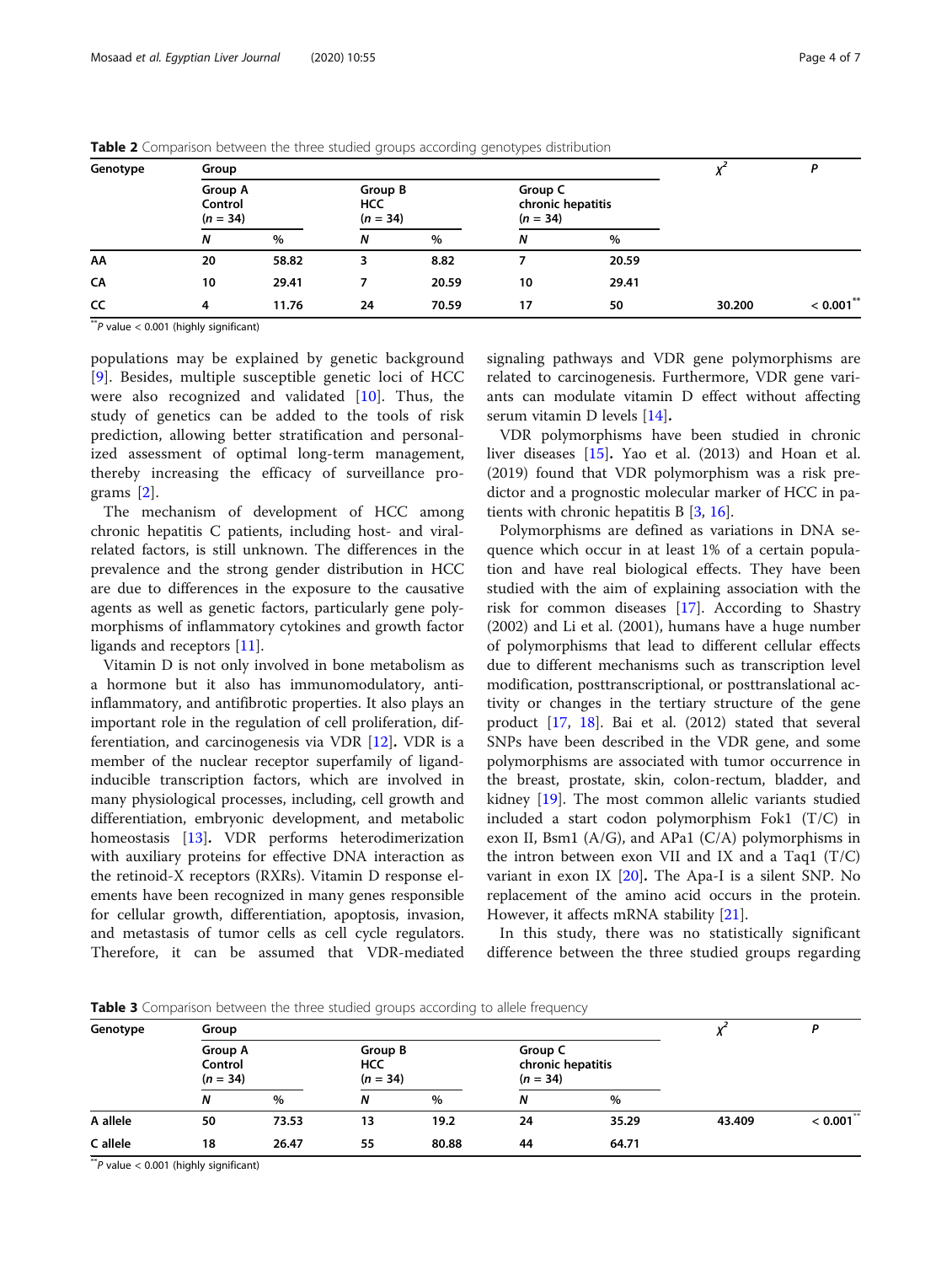**Table 2** Comparison between the three studied groups according genotypes distribution

| Genotype | Group | | | | | | $\chi^2$ | P |
|---|---|---|---|---|---|---|---|---|
| | Group A Control (n = 34) | | Group B HCC (n = 34) | | Group C chronic hepatitis (n = 34) | | | |
| | N | % | N | % | N | % | | |
| AA | 20 | 58.82 | 3 | 8.82 | 7 | 20.59 | | |
| CA | 10 | 29.41 | 7 | 20.59 | 10 | 29.41 | | |
| CC | 4 | 11.76 | 24 | 70.59 | 17 | 50 | 30.200 | < 0.001** |

**P value < 0.001 (highly significant)

populations may be explained by genetic background [9]. Besides, multiple susceptible genetic loci of HCC were also recognized and validated [10]. Thus, the study of genetics can be added to the tools of risk prediction, allowing better stratification and personalized assessment of optimal long-term management, thereby increasing the efficacy of surveillance programs [2].

The mechanism of development of HCC among chronic hepatitis C patients, including host- and viral-related factors, is still unknown. The differences in the prevalence and the strong gender distribution in HCC are due to differences in the exposure to the causative agents as well as genetic factors, particularly gene polymorphisms of inflammatory cytokines and growth factor ligands and receptors [11].

Vitamin D is not only involved in bone metabolism as a hormone but it also has immunomodulatory, anti-inflammatory, and antifibrotic properties. It also plays an important role in the regulation of cell proliferation, differentiation, and carcinogenesis via VDR [12]. VDR is a member of the nuclear receptor superfamily of ligand-inducible transcription factors, which are involved in many physiological processes, including, cell growth and differentiation, embryonic development, and metabolic homeostasis [13]. VDR performs heterodimerization with auxiliary proteins for effective DNA interaction as the retinoid-X receptors (RXRs). Vitamin D response elements have been recognized in many genes responsible for cellular growth, differentiation, apoptosis, invasion, and metastasis of tumor cells as cell cycle regulators. Therefore, it can be assumed that VDR-mediated signaling pathways and VDR gene polymorphisms are related to carcinogenesis. Furthermore, VDR gene variants can modulate vitamin D effect without affecting serum vitamin D levels [14].

VDR polymorphisms have been studied in chronic liver diseases [15]. Yao et al. (2013) and Hoan et al. (2019) found that VDR polymorphism was a risk predictor and a prognostic molecular marker of HCC in patients with chronic hepatitis B [3, 16].

Polymorphisms are defined as variations in DNA sequence which occur in at least 1% of a certain population and have real biological effects. They have been studied with the aim of explaining association with the risk for common diseases [17]. According to Shastry (2002) and Li et al. (2001), humans have a huge number of polymorphisms that lead to different cellular effects due to different mechanisms such as transcription level modification, posttranscriptional, or posttranslational activity or changes in the tertiary structure of the gene product [17, 18]. Bai et al. (2012) stated that several SNPs have been described in the VDR gene, and some polymorphisms are associated with tumor occurrence in the breast, prostate, skin, colon-rectum, bladder, and kidney [19]. The most common allelic variants studied included a start codon polymorphism Fok1 (T/C) in exon II, Bsm1 (A/G), and APa1 (C/A) polymorphisms in the intron between exon VII and IX and a Taq1 (T/C) variant in exon IX [20]. The Apa-I is a silent SNP. No replacement of the amino acid occurs in the protein. However, it affects mRNA stability [21].

In this study, there was no statistically significant difference between the three studied groups regarding

**Table 3** Comparison between the three studied groups according to allele frequency

| Genotype | Group | | | | | | $\chi^2$ | P |
|---|---|---|---|---|---|---|---|---|
| | Group A Control (n = 34) | | Group B HCC (n = 34) | | Group C chronic hepatitis (n = 34) | | | |
| | N | % | N | % | N | % | | |
| A allele | 50 | 73.53 | 13 | 19.2 | 24 | 35.29 | 43.409 | < 0.001** |
| C allele | 18 | 26.47 | 55 | 80.88 | 44 | 64.71 | | |

**P value < 0.001 (highly significant)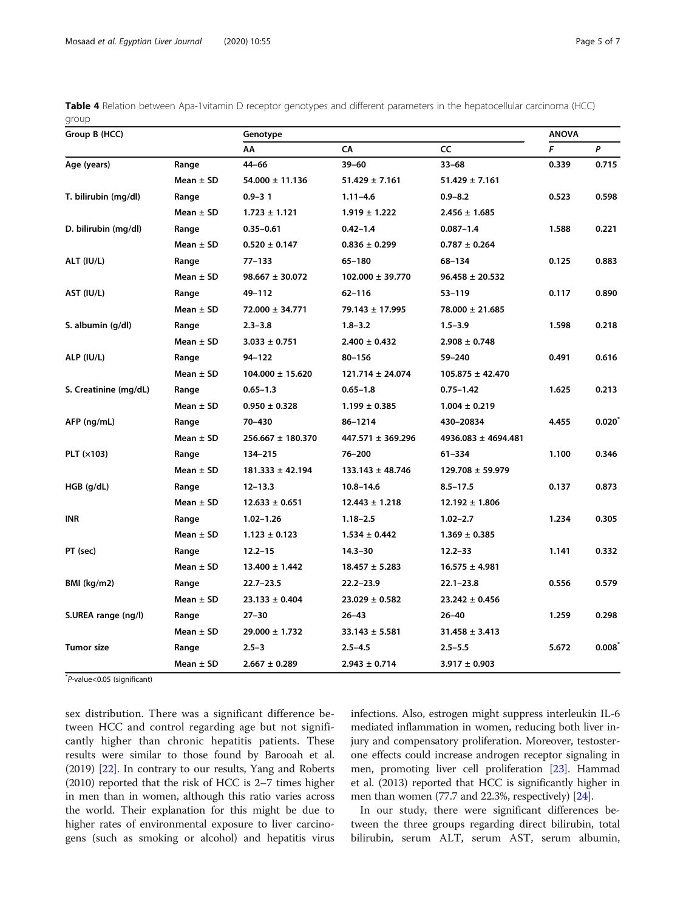**Table 4** Relation between Apa-1vitamin D receptor genotypes and different parameters in the hepatocellular carcinoma (HCC) group

| Group B (HCC) | | Genotype | | | ANOVA | |
|---|---|---|---|---|---|---|
| | | AA | CA | CC | *F* | *P* |
| **Age (years)** | Range | 44–66 | 39–60 | 33–68 | 0.339 | 0.715 |
| | Mean ± SD | 54.000 ± 11.136 | 51.429 ± 7.161 | 51.429 ± 7.161 | | |
| **T. bilirubin (mg/dl)** | Range | 0.9–3 1 | 1.11–4.6 | 0.9–8.2 | 0.523 | 0.598 |
| | Mean ± SD | 1.723 ± 1.121 | 1.919 ± 1.222 | 2.456 ± 1.685 | | |
| **D. bilirubin (mg/dl)** | Range | 0.35–0.61 | 0.42–1.4 | 0.087–1.4 | 1.588 | 0.221 |
| | Mean ± SD | 0.520 ± 0.147 | 0.836 ± 0.299 | 0.787 ± 0.264 | | |
| **ALT (IU/L)** | Range | 77–133 | 65–180 | 68–134 | 0.125 | 0.883 |
| | Mean ± SD | 98.667 ± 30.072 | 102.000 ± 39.770 | 96.458 ± 20.532 | | |
| **AST (IU/L)** | Range | 49–112 | 62–116 | 53–119 | 0.117 | 0.890 |
| | Mean ± SD | 72.000 ± 34.771 | 79.143 ± 17.995 | 78.000 ± 21.685 | | |
| **S. albumin (g/dl)** | Range | 2.3–3.8 | 1.8–3.2 | 1.5–3.9 | 1.598 | 0.218 |
| | Mean ± SD | 3.033 ± 0.751 | 2.400 ± 0.432 | 2.908 ± 0.748 | | |
| **ALP (IU/L)** | Range | 94–122 | 80–156 | 59–240 | 0.491 | 0.616 |
| | Mean ± SD | 104.000 ± 15.620 | 121.714 ± 24.074 | 105.875 ± 42.470 | | |
| **S. Creatinine (mg/dL)** | Range | 0.65–1.3 | 0.65–1.8 | 0.75–1.42 | 1.625 | 0.213 |
| | Mean ± SD | 0.950 ± 0.328 | 1.199 ± 0.385 | 1.004 ± 0.219 | | |
| **AFP (ng/mL)** | Range | 70–430 | 86–1214 | 430–20834 | 4.455 | 0.020* |
| | Mean ± SD | 256.667 ± 180.370 | 447.571 ± 369.296 | 4936.083 ± 4694.481 | | |
| **PLT (×103)** | Range | 134–215 | 76–200 | 61–334 | 1.100 | 0.346 |
| | Mean ± SD | 181.333 ± 42.194 | 133.143 ± 48.746 | 129.708 ± 59.979 | | |
| **HGB (g/dL)** | Range | 12–13.3 | 10.8–14.6 | 8.5–17.5 | 0.137 | 0.873 |
| | Mean ± SD | 12.633 ± 0.651 | 12.443 ± 1.218 | 12.192 ± 1.806 | | |
| **INR** | Range | 1.02–1.26 | 1.18–2.5 | 1.02–2.7 | 1.234 | 0.305 |
| | Mean ± SD | 1.123 ± 0.123 | 1.534 ± 0.442 | 1.369 ± 0.385 | | |
| **PT (sec)** | Range | 12.2–15 | 14.3–30 | 12.2–33 | 1.141 | 0.332 |
| | Mean ± SD | 13.400 ± 1.442 | 18.457 ± 5.283 | 16.575 ± 4.981 | | |
| **BMI (kg/m2)** | Range | 22.7–23.5 | 22.2–23.9 | 22.1–23.8 | 0.556 | 0.579 |
| | Mean ± SD | 23.133 ± 0.404 | 23.029 ± 0.582 | 23.242 ± 0.456 | | |
| **S.UREA range (ng/l)** | Range | 27–30 | 26–43 | 26–40 | 1.259 | 0.298 |
| | Mean ± SD | 29.000 ± 1.732 | 33.143 ± 5.581 | 31.458 ± 3.413 | | |
| **Tumor size** | Range | 2.5–3 | 2.5–4.5 | 2.5–5.5 | 5.672 | 0.008* |
| | Mean ± SD | 2.667 ± 0.289 | 2.943 ± 0.714 | 3.917 ± 0.903 | | |

*P-value<0.05 (significant)

sex distribution. There was a significant difference between HCC and control regarding age but not significantly higher than chronic hepatitis patients. These results were similar to those found by Barooah et al. (2019) [22]. In contrary to our results, Yang and Roberts (2010) reported that the risk of HCC is 2–7 times higher in men than in women, although this ratio varies across the world. Their explanation for this might be due to higher rates of environmental exposure to liver carcinogens (such as smoking or alcohol) and hepatitis virus infections. Also, estrogen might suppress interleukin IL-6 mediated inflammation in women, reducing both liver injury and compensatory proliferation. Moreover, testosterone effects could increase androgen receptor signaling in men, promoting liver cell proliferation [23]. Hammad et al. (2013) reported that HCC is significantly higher in men than women (77.7 and 22.3%, respectively) [24].

In our study, there were significant differences between the three groups regarding direct bilirubin, total bilirubin, serum ALT, serum AST, serum albumin,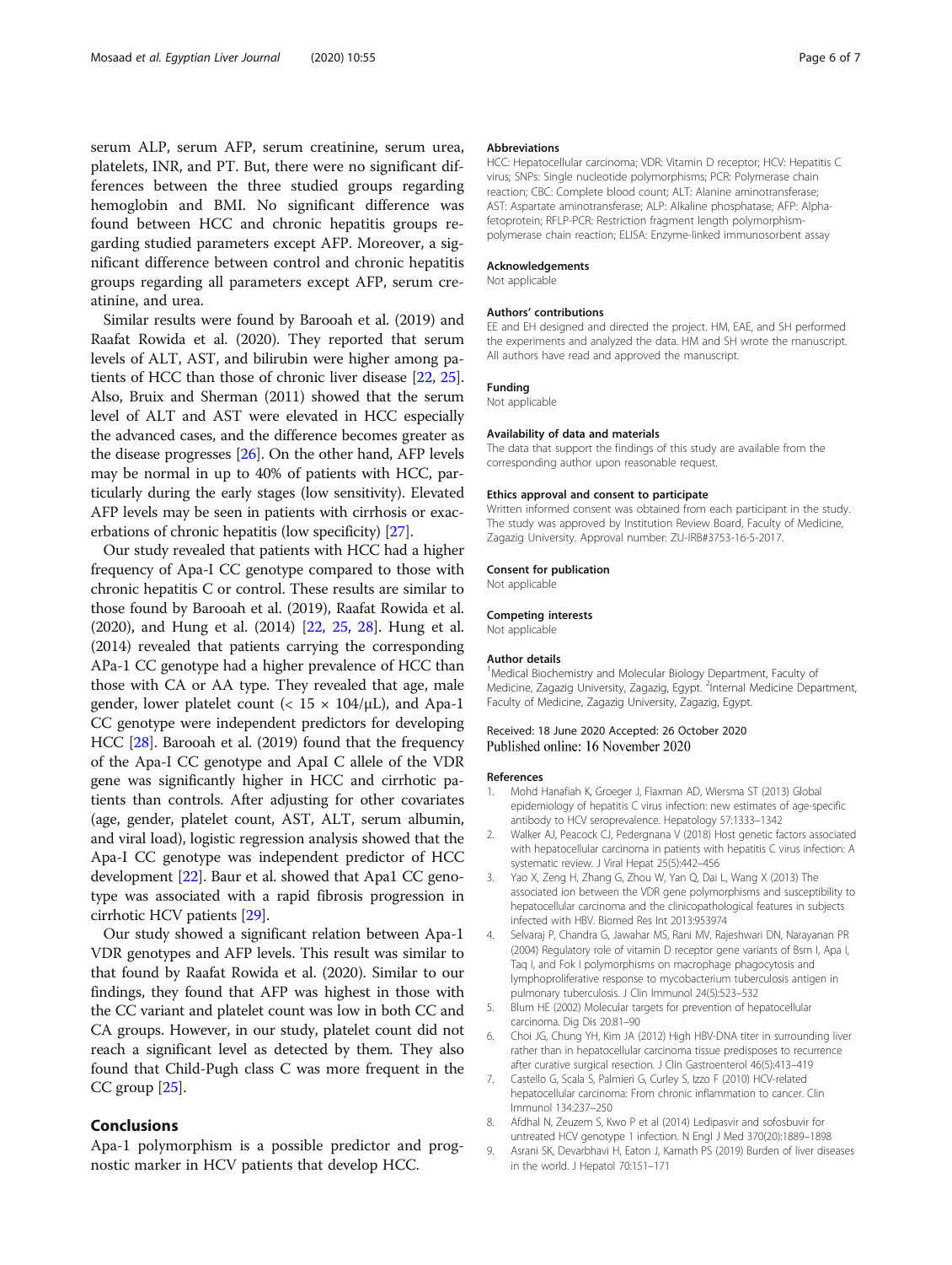serum ALP, serum AFP, serum creatinine, serum urea, platelets, INR, and PT. But, there were no significant differences between the three studied groups regarding hemoglobin and BMI. No significant difference was found between HCC and chronic hepatitis groups regarding studied parameters except AFP. Moreover, a significant difference between control and chronic hepatitis groups regarding all parameters except AFP, serum creatinine, and urea.

Similar results were found by Barooah et al. (2019) and Raafat Rowida et al. (2020). They reported that serum levels of ALT, AST, and bilirubin were higher among patients of HCC than those of chronic liver disease [22, 25]. Also, Bruix and Sherman (2011) showed that the serum level of ALT and AST were elevated in HCC especially the advanced cases, and the difference becomes greater as the disease progresses [26]. On the other hand, AFP levels may be normal in up to 40% of patients with HCC, particularly during the early stages (low sensitivity). Elevated AFP levels may be seen in patients with cirrhosis or exacerbations of chronic hepatitis (low specificity) [27].

Our study revealed that patients with HCC had a higher frequency of Apa-I CC genotype compared to those with chronic hepatitis C or control. These results are similar to those found by Barooah et al. (2019), Raafat Rowida et al. (2020), and Hung et al. (2014) [22, 25, 28]. Hung et al. (2014) revealed that patients carrying the corresponding APa-1 CC genotype had a higher prevalence of HCC than those with CA or AA type. They revealed that age, male gender, lower platelet count ($< 15 \times 104/\mu L$), and Apa-1 CC genotype were independent predictors for developing HCC [28]. Barooah et al. (2019) found that the frequency of the Apa-I CC genotype and ApaI C allele of the VDR gene was significantly higher in HCC and cirrhotic patients than controls. After adjusting for other covariates (age, gender, platelet count, AST, ALT, serum albumin, and viral load), logistic regression analysis showed that the Apa-I CC genotype was independent predictor of HCC development [22]. Baur et al. showed that Apa1 CC genotype was associated with a rapid fibrosis progression in cirrhotic HCV patients [29].

Our study showed a significant relation between Apa-1 VDR genotypes and AFP levels. This result was similar to that found by Raafat Rowida et al. (2020). Similar to our findings, they found that AFP was highest in those with the CC variant and platelet count was low in both CC and CA groups. However, in our study, platelet count did not reach a significant level as detected by them. They also found that Child-Pugh class C was more frequent in the CC group [25].

## Conclusions

Apa-1 polymorphism is a possible predictor and prognostic marker in HCV patients that develop HCC.

### Abbreviations

HCC: Hepatocellular carcinoma; VDR: Vitamin D receptor; HCV: Hepatitis C virus; SNPs: Single nucleotide polymorphisms; PCR: Polymerase chain reaction; CBC: Complete blood count; ALT: Alanine aminotransferase; AST: Aspartate aminotransferase; ALP: Alkaline phosphatase; AFP: Alpha-fetoprotein; RFLP-PCR: Restriction fragment length polymorphism-polymerase chain reaction; ELISA: Enzyme-linked immunosorbent assay

### Acknowledgements

Not applicable

### Authors' contributions

EE and EH designed and directed the project. HM, EAE, and SH performed the experiments and analyzed the data. HM and SH wrote the manuscript. All authors have read and approved the manuscript.

### Funding

Not applicable

### Availability of data and materials

The data that support the findings of this study are available from the corresponding author upon reasonable request.

### Ethics approval and consent to participate

Written informed consent was obtained from each participant in the study. The study was approved by Institution Review Board, Faculty of Medicine, Zagazig University. Approval number: ZU-IRB#3753-16-5-2017.

### Consent for publication

Not applicable

### Competing interests

Not applicable

### Author details

[1]Medical Biochemistry and Molecular Biology Department, Faculty of Medicine, Zagazig University, Zagazig, Egypt. [2]Internal Medicine Department, Faculty of Medicine, Zagazig University, Zagazig, Egypt.

Received: 18 June 2020 Accepted: 26 October 2020
Published online: 16 November 2020

### References

1. Mohd Hanafiah K, Groeger J, Flaxman AD, Wiersma ST (2013) Global epidemiology of hepatitis C virus infection: new estimates of age-specific antibody to HCV seroprevalence. Hepatology 57:1333–1342
2. Walker AJ, Peacock CJ, Pedergnana V (2018) Host genetic factors associated with hepatocellular carcinoma in patients with hepatitis C virus infection: A systematic review. J Viral Hepat 25(5):442–456
3. Yao X, Zeng H, Zhang G, Zhou W, Yan Q, Dai L, Wang X (2013) The associated ion between the VDR gene polymorphisms and susceptibility to hepatocellular carcinoma and the clinicopathological features in subjects infected with HBV. Biomed Res Int 2013:953974
4. Selvaraj P, Chandra G, Jawahar MS, Rani MV, Rajeshwari DN, Narayanan PR (2004) Regulatory role of vitamin D receptor gene variants of Bsm I, Apa I, Taq I, and Fok I polymorphisms on macrophage phagocytosis and lymphoproliferative response to mycobacterium tuberculosis antigen in pulmonary tuberculosis. J Clin Immunol 24(5):523–532
5. Blum HE (2002) Molecular targets for prevention of hepatocellular carcinoma. Dig Dis 20:81–90
6. Choi JG, Chung YH, Kim JA (2012) High HBV-DNA titer in surrounding liver rather than in hepatocellular carcinoma tissue predisposes to recurrence after curative surgical resection. J Clin Gastroenterol 46(5):413–419
7. Castello G, Scala S, Palmieri G, Curley S, Izzo F (2010) HCV-related hepatocellular carcinoma: From chronic inflammation to cancer. Clin Immunol 134:237–250
8. Afdhal N, Zeuzem S, Kwo P et al (2014) Ledipasvir and sofosbuvir for untreated HCV genotype 1 infection. N Engl J Med 370(20):1889–1898
9. Asrani SK, Devarbhavi H, Eaton J, Kamath PS (2019) Burden of liver diseases in the world. J Hepatol 70:151–171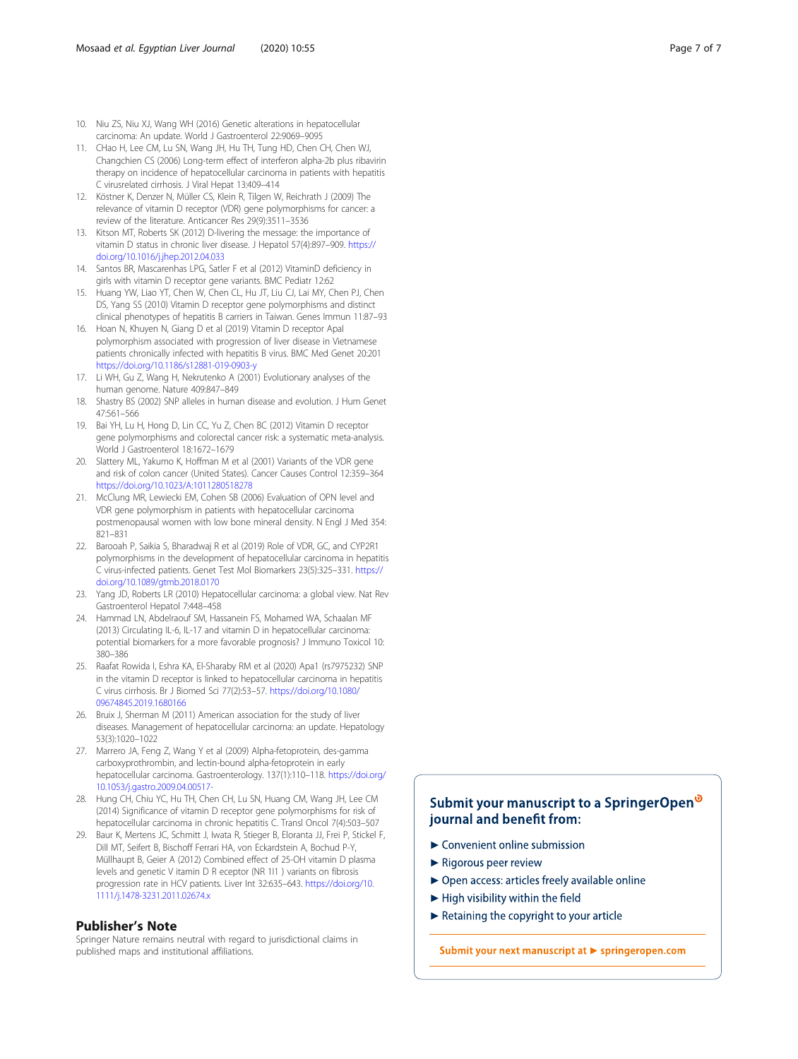10. Niu ZS, Niu XJ, Wang WH (2016) Genetic alterations in hepatocellular carcinoma: An update. World J Gastroenterol 22:9069–9095
11. CHao H, Lee CM, Lu SN, Wang JH, Hu TH, Tung HD, Chen CH, Chen WJ, Changchien CS (2006) Long-term effect of interferon alpha-2b plus ribavirin therapy on incidence of hepatocellular carcinoma in patients with hepatitis C virusrelated cirrhosis. J Viral Hepat 13:409–414
12. Köstner K, Denzer N, Müller CS, Klein R, Tilgen W, Reichrath J (2009) The relevance of vitamin D receptor (VDR) gene polymorphisms for cancer: a review of the literature. Anticancer Res 29(9):3511–3536
13. Kitson MT, Roberts SK (2012) D-livering the message: the importance of vitamin D status in chronic liver disease. J Hepatol 57(4):897–909. https://doi.org/10.1016/j.jhep.2012.04.033
14. Santos BR, Mascarenhas LPG, Satler F et al (2012) VitaminD deficiency in girls with vitamin D receptor gene variants. BMC Pediatr 12:62
15. Huang YW, Liao YT, Chen W, Chen CL, Hu JT, Liu CJ, Lai MY, Chen PJ, Chen DS, Yang SS (2010) Vitamin D receptor gene polymorphisms and distinct clinical phenotypes of hepatitis B carriers in Taiwan. Genes Immun 11:87–93
16. Hoan N, Khuyen N, Giang D et al (2019) Vitamin D receptor ApaI polymorphism associated with progression of liver disease in Vietnamese patients chronically infected with hepatitis B virus. BMC Med Genet 20:201 https://doi.org/10.1186/s12881-019-0903-y
17. Li WH, Gu Z, Wang H, Nekrutenko A (2001) Evolutionary analyses of the human genome. Nature 409:847–849
18. Shastry BS (2002) SNP alleles in human disease and evolution. J Hum Genet 47:561–566
19. Bai YH, Lu H, Hong D, Lin CC, Yu Z, Chen BC (2012) Vitamin D receptor gene polymorphisms and colorectal cancer risk: a systematic meta-analysis. World J Gastroenterol 18:1672–1679
20. Slattery ML, Yakumo K, Hoffman M et al (2001) Variants of the VDR gene and risk of colon cancer (United States). Cancer Causes Control 12:359–364 https://doi.org/10.1023/A:1011280518278
21. McClung MR, Lewiecki EM, Cohen SB (2006) Evaluation of OPN level and VDR gene polymorphism in patients with hepatocellular carcinoma postmenopausal women with low bone mineral density. N Engl J Med 354: 821–831
22. Barooah P, Saikia S, Bharadwaj R et al (2019) Role of VDR, GC, and CYP2R1 polymorphisms in the development of hepatocellular carcinoma in hepatitis C virus-infected patients. Genet Test Mol Biomarkers 23(5):325–331. https://doi.org/10.1089/gtmb.2018.0170
23. Yang JD, Roberts LR (2010) Hepatocellular carcinoma: a global view. Nat Rev Gastroenterol Hepatol 7:448–458
24. Hammad LN, Abdelraouf SM, Hassanein FS, Mohamed WA, Schaalan MF (2013) Circulating IL-6, IL-17 and vitamin D in hepatocellular carcinoma: potential biomarkers for a more favorable prognosis? J Immuno Toxicol 10: 380–386
25. Raafat Rowida I, Eshra KA, El-Sharaby RM et al (2020) Apa1 (rs7975232) SNP in the vitamin D receptor is linked to hepatocellular carcinoma in hepatitis C virus cirrhosis. Br J Biomed Sci 77(2):53–57. https://doi.org/10.1080/09674845.2019.1680166
26. Bruix J, Sherman M (2011) American association for the study of liver diseases. Management of hepatocellular carcinoma: an update. Hepatology 53(3):1020–1022
27. Marrero JA, Feng Z, Wang Y et al (2009) Alpha-fetoprotein, des-gamma carboxyprothrombin, and lectin-bound alpha-fetoprotein in early hepatocellular carcinoma. Gastroenterology. 137(1):110–118. https://doi.org/10.1053/j.gastro.2009.04.00517-
28. Hung CH, Chiu YC, Hu TH, Chen CH, Lu SN, Huang CM, Wang JH, Lee CM (2014) Significance of vitamin D receptor gene polymorphisms for risk of hepatocellular carcinoma in chronic hepatitis C. Transl Oncol 7(4):503–507
29. Baur K, Mertens JC, Schmitt J, Iwata R, Stieger B, Eloranta JJ, Frei P, Stickel F, Dill MT, Seifert B, Bischoff Ferrari HA, von Eckardstein A, Bochud P-Y, Müllhaupt B, Geier A (2012) Combined effect of 25-OH vitamin D plasma levels and genetic V itamin D R eceptor (NR 1I1 ) variants on fibrosis progression rate in HCV patients. Liver Int 32:635–643. https://doi.org/10.1111/j.1478-3231.2011.02674.x

## Publisher's Note

Springer Nature remains neutral with regard to jurisdictional claims in published maps and institutional affiliations.

**Submit your manuscript to a SpringerOpen journal and benefit from:**

- ► Convenient online submission
- ► Rigorous peer review
- ► Open access: articles freely available online
- ► High visibility within the field
- ► Retaining the copyright to your article

Submit your next manuscript at ► springeropen.com